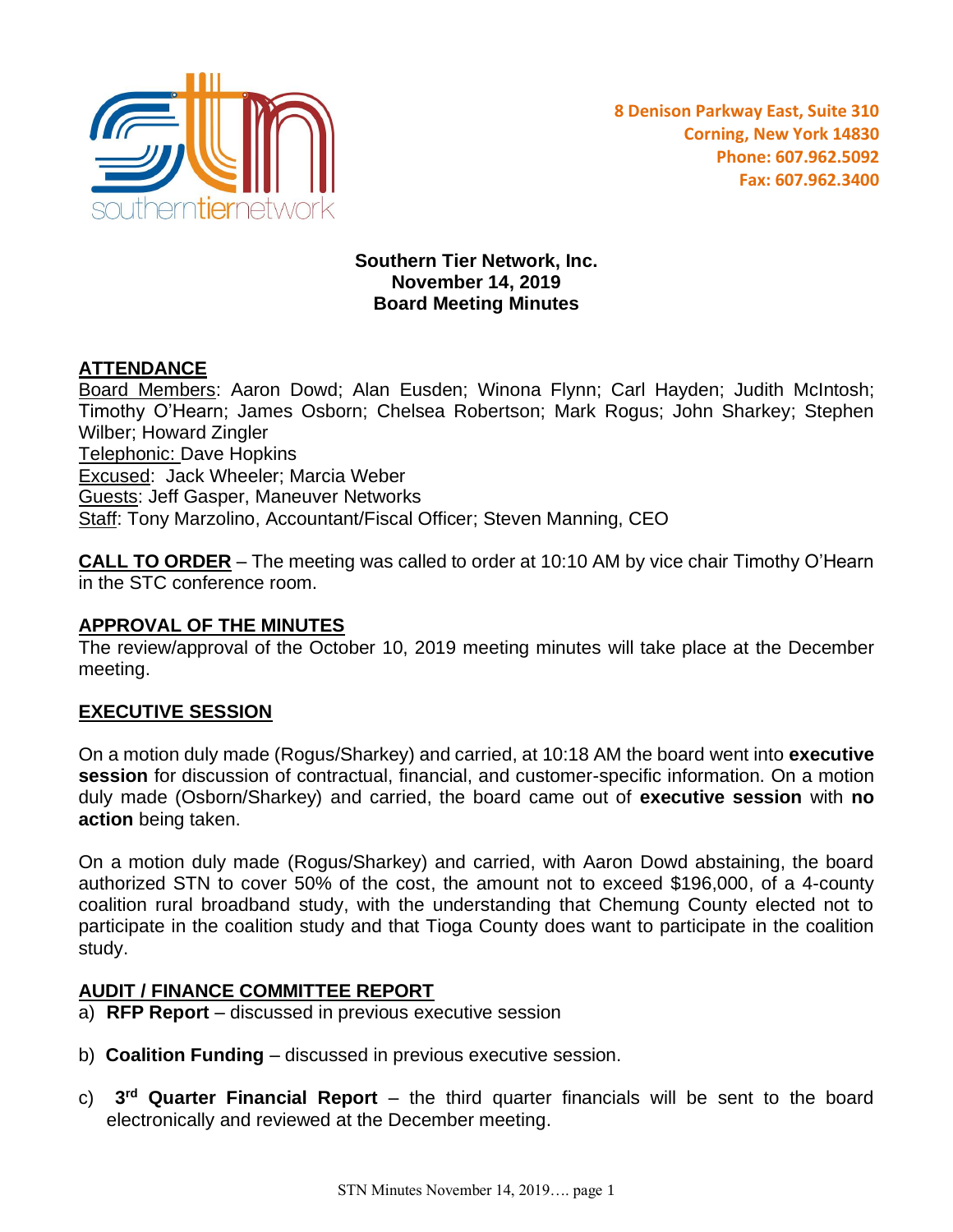8 Denison Parkway East, Suite 310
Corning, New York 14830
Phone: 607.962.5092
Fax: 607.962.3400

**Southern Tier Network, Inc.**
**November 14, 2019**
**Board Meeting Minutes**

## ATTENDANCE

Board Members: Aaron Dowd; Alan Eusden; Winona Flynn; Carl Hayden; Judith McIntosh; Timothy O'Hearn; James Osborn; Chelsea Robertson; Mark Rogus; John Sharkey; Stephen Wilber; Howard Zingler
Telephonic: Dave Hopkins
Excused: Jack Wheeler; Marcia Weber
Guests: Jeff Gasper, Maneuver Networks
Staff: Tony Marzolino, Accountant/Fiscal Officer; Steven Manning, CEO

**CALL TO ORDER** – The meeting was called to order at 10:10 AM by vice chair Timothy O'Hearn in the STC conference room.

## APPROVAL OF THE MINUTES

The review/approval of the October 10, 2019 meeting minutes will take place at the December meeting.

## EXECUTIVE SESSION

On a motion duly made (Rogus/Sharkey) and carried, at 10:18 AM the board went into **executive session** for discussion of contractual, financial, and customer-specific information. On a motion duly made (Osborn/Sharkey) and carried, the board came out of **executive session** with **no action** being taken.

On a motion duly made (Rogus/Sharkey) and carried, with Aaron Dowd abstaining, the board authorized STN to cover 50% of the cost, the amount not to exceed $196,000, of a 4-county coalition rural broadband study, with the understanding that Chemung County elected not to participate in the coalition study and that Tioga County does want to participate in the coalition study.

## AUDIT / FINANCE COMMITTEE REPORT

a) **RFP Report** – discussed in previous executive session

b) **Coalition Funding** – discussed in previous executive session.

c) **3rd Quarter Financial Report** – the third quarter financials will be sent to the board electronically and reviewed at the December meeting.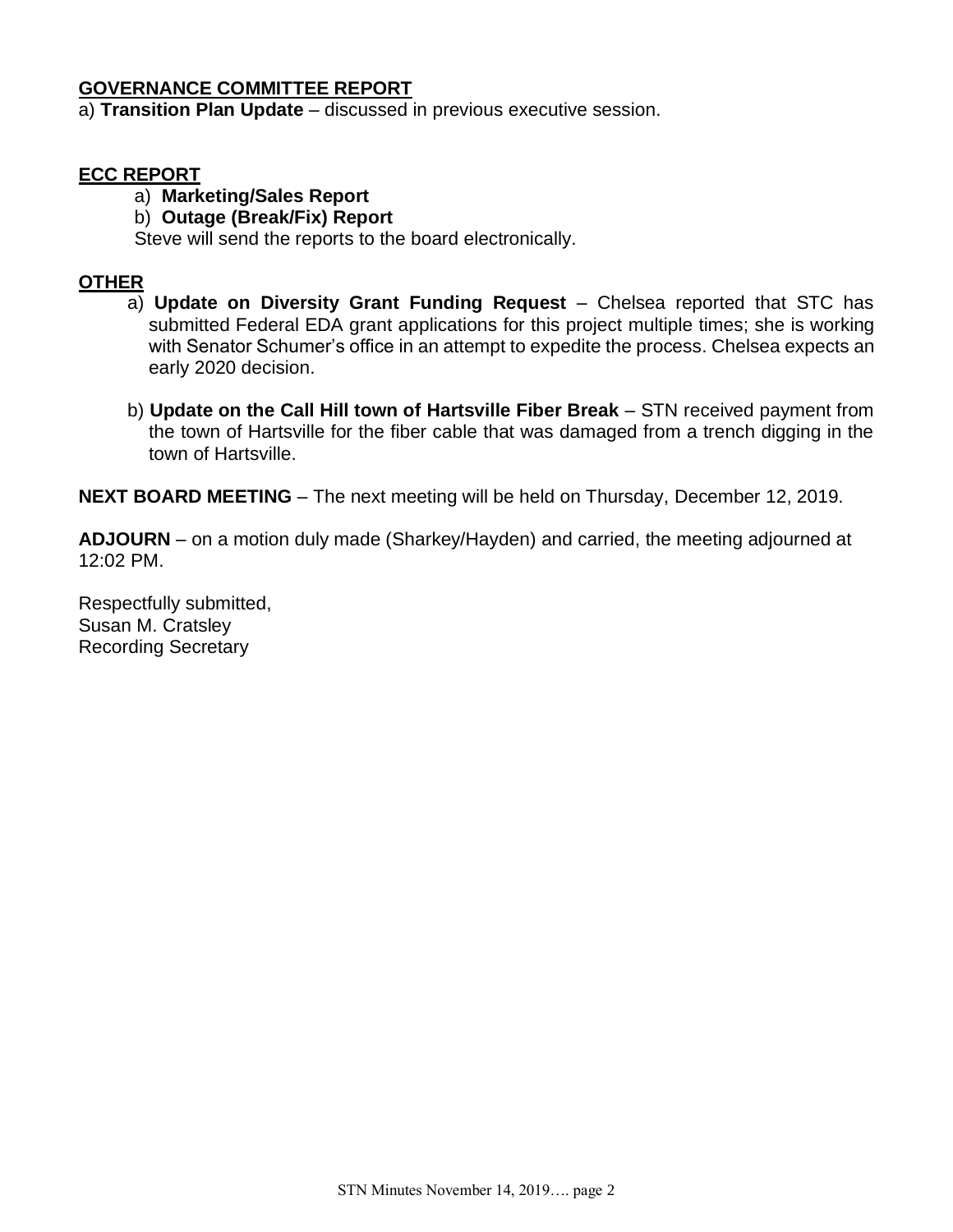## GOVERNANCE COMMITTEE REPORT

a) **Transition Plan Update** – discussed in previous executive session.

## ECC REPORT

a) **Marketing/Sales Report**

b) **Outage (Break/Fix) Report**

Steve will send the reports to the board electronically.

## OTHER

a) **Update on Diversity Grant Funding Request** – Chelsea reported that STC has submitted Federal EDA grant applications for this project multiple times; she is working with Senator Schumer's office in an attempt to expedite the process. Chelsea expects an early 2020 decision.

b) **Update on the Call Hill town of Hartsville Fiber Break** – STN received payment from the town of Hartsville for the fiber cable that was damaged from a trench digging in the town of Hartsville.

**NEXT BOARD MEETING** – The next meeting will be held on Thursday, December 12, 2019.

**ADJOURN** – on a motion duly made (Sharkey/Hayden) and carried, the meeting adjourned at 12:02 PM.

Respectfully submitted,
Susan M. Cratsley
Recording Secretary